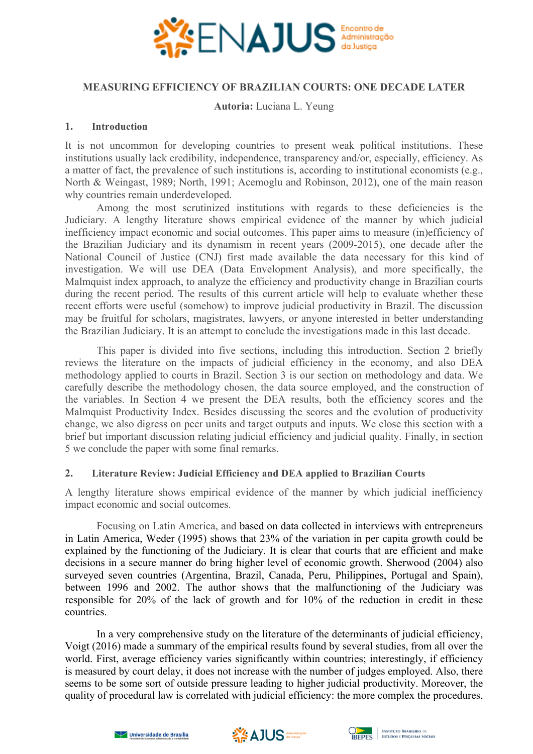# MEASURING EFFICIENCY OF BRAZILIAN COURTS: ONE DECADE LATER

**Autoria:** Luciana L. Yeung

## 1. Introduction

It is not uncommon for developing countries to present weak political institutions. These institutions usually lack credibility, independence, transparency and/or, especially, efficiency. As a matter of fact, the prevalence of such institutions is, according to institutional economists (e.g., North & Weingast, 1989; North, 1991; Acemoglu and Robinson, 2012), one of the main reason why countries remain underdeveloped.

Among the most scrutinized institutions with regards to these deficiencies is the Judiciary. A lengthy literature shows empirical evidence of the manner by which judicial inefficiency impact economic and social outcomes. This paper aims to measure (in)efficiency of the Brazilian Judiciary and its dynamism in recent years (2009-2015), one decade after the National Council of Justice (CNJ) first made available the data necessary for this kind of investigation. We will use DEA (Data Envelopment Analysis), and more specifically, the Malmquist index approach, to analyze the efficiency and productivity change in Brazilian courts during the recent period. The results of this current article will help to evaluate whether these recent efforts were useful (somehow) to improve judicial productivity in Brazil. The discussion may be fruitful for scholars, magistrates, lawyers, or anyone interested in better understanding the Brazilian Judiciary. It is an attempt to conclude the investigations made in this last decade.

This paper is divided into five sections, including this introduction. Section 2 briefly reviews the literature on the impacts of judicial efficiency in the economy, and also DEA methodology applied to courts in Brazil. Section 3 is our section on methodology and data. We carefully describe the methodology chosen, the data source employed, and the construction of the variables. In Section 4 we present the DEA results, both the efficiency scores and the Malmquist Productivity Index. Besides discussing the scores and the evolution of productivity change, we also digress on peer units and target outputs and inputs. We close this section with a brief but important discussion relating judicial efficiency and judicial quality. Finally, in section 5 we conclude the paper with some final remarks.

## 2. Literature Review: Judicial Efficiency and DEA applied to Brazilian Courts

A lengthy literature shows empirical evidence of the manner by which judicial inefficiency impact economic and social outcomes.

Focusing on Latin America, and based on data collected in interviews with entrepreneurs in Latin America, Weder (1995) shows that 23% of the variation in per capita growth could be explained by the functioning of the Judiciary. It is clear that courts that are efficient and make decisions in a secure manner do bring higher level of economic growth. Sherwood (2004) also surveyed seven countries (Argentina, Brazil, Canada, Peru, Philippines, Portugal and Spain), between 1996 and 2002. The author shows that the malfunctioning of the Judiciary was responsible for 20% of the lack of growth and for 10% of the reduction in credit in these countries.

In a very comprehensive study on the literature of the determinants of judicial efficiency, Voigt (2016) made a summary of the empirical results found by several studies, from all over the world. First, average efficiency varies significantly within countries; interestingly, if efficiency is measured by court delay, it does not increase with the number of judges employed. Also, there seems to be some sort of outside pressure leading to higher judicial productivity. Moreover, the quality of procedural law is correlated with judicial efficiency: the more complex the procedures,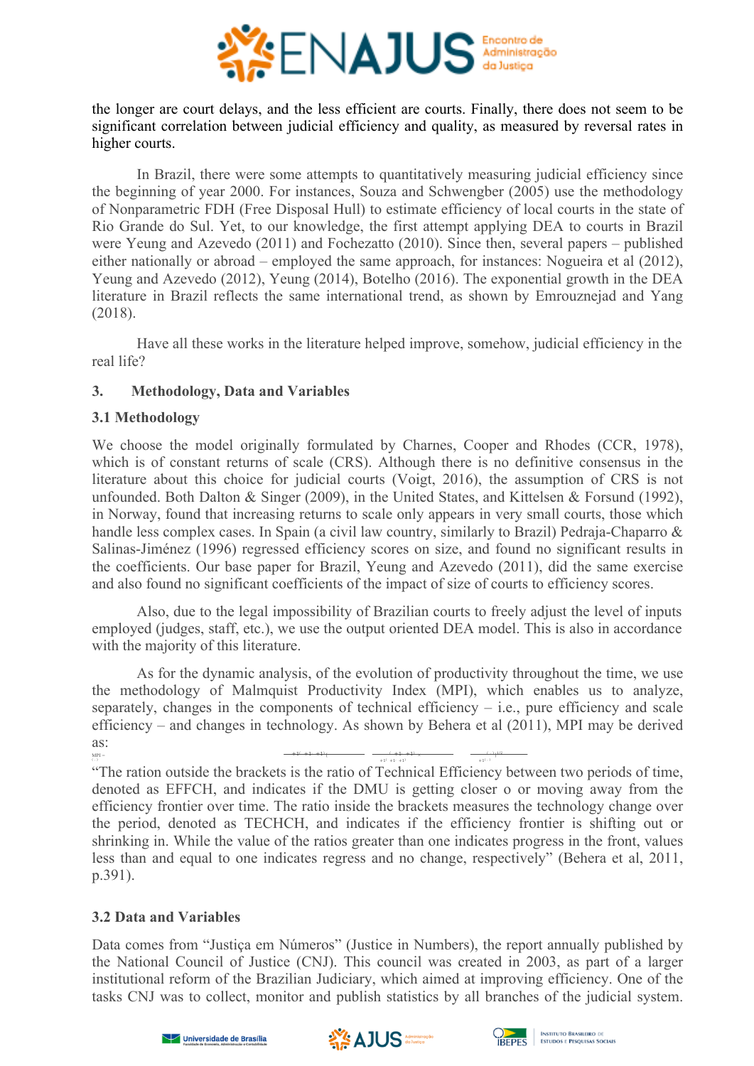the longer are court delays, and the less efficient are courts. Finally, there does not seem to be significant correlation between judicial efficiency and quality, as measured by reversal rates in higher courts.

In Brazil, there were some attempts to quantitatively measuring judicial efficiency since the beginning of year 2000. For instances, Souza and Schwengber (2005) use the methodology of Nonparametric FDH (Free Disposal Hull) to estimate efficiency of local courts in the state of Rio Grande do Sul. Yet, to our knowledge, the first attempt applying DEA to courts in Brazil were Yeung and Azevedo (2011) and Fochezatto (2010). Since then, several papers – published either nationally or abroad – employed the same approach, for instances: Nogueira et al (2012), Yeung and Azevedo (2012), Yeung (2014), Botelho (2016). The exponential growth in the DEA literature in Brazil reflects the same international trend, as shown by Emrouznejad and Yang (2018).

Have all these works in the literature helped improve, somehow, judicial efficiency in the real life?

## 3. Methodology, Data and Variables

### 3.1 Methodology

We choose the model originally formulated by Charnes, Cooper and Rhodes (CCR, 1978), which is of constant returns of scale (CRS). Although there is no definitive consensus in the literature about this choice for judicial courts (Voigt, 2016), the assumption of CRS is not unfounded. Both Dalton & Singer (2009), in the United States, and Kittelsen & Forsund (1992), in Norway, found that increasing returns to scale only appears in very small courts, those which handle less complex cases. In Spain (a civil law country, similarly to Brazil) Pedraja-Chaparro & Salinas-Jiménez (1996) regressed efficiency scores on size, and found no significant results in the coefficients. Our base paper for Brazil, Yeung and Azevedo (2011), did the same exercise and also found no significant coefficients of the impact of size of courts to efficiency scores.

Also, due to the legal impossibility of Brazilian courts to freely adjust the level of inputs employed (judges, staff, etc.), we use the output oriented DEA model. This is also in accordance with the majority of this literature.

As for the dynamic analysis, of the evolution of productivity throughout the time, we use the methodology of Malmquist Productivity Index (MPI), which enables us to analyze, separately, changes in the components of technical efficiency – i.e., pure efficiency and scale efficiency – and changes in technology. As shown by Behera et al (2011), MPI may be derived as:

$$MPI = \frac{D^{t+1}(x^{t+1}, y^{t+1})}{D^{t}(x^{t}, y^{t})}\left[\frac{D^{t}(x^{t+1}, y^{t+1})}{D^{t+1}(x^{t+1}, y^{t+1})} \times \frac{D^{t}(x^{t}, y^{t})}{D^{t+1}(x^{t}, y^{t})}\right]^{1/2}$$

"The ration outside the brackets is the ratio of Technical Efficiency between two periods of time, denoted as EFFCH, and indicates if the DMU is getting closer o or moving away from the efficiency frontier over time. The ratio inside the brackets measures the technology change over the period, denoted as TECHCH, and indicates if the efficiency frontier is shifting out or shrinking in. While the value of the ratios greater than one indicates progress in the front, values less than and equal to one indicates regress and no change, respectively" (Behera et al, 2011, p.391).

### 3.2 Data and Variables

Data comes from "Justiça em Números" (Justice in Numbers), the report annually published by the National Council of Justice (CNJ). This council was created in 2003, as part of a larger institutional reform of the Brazilian Judiciary, which aimed at improving efficiency. One of the tasks CNJ was to collect, monitor and publish statistics by all branches of the judicial system.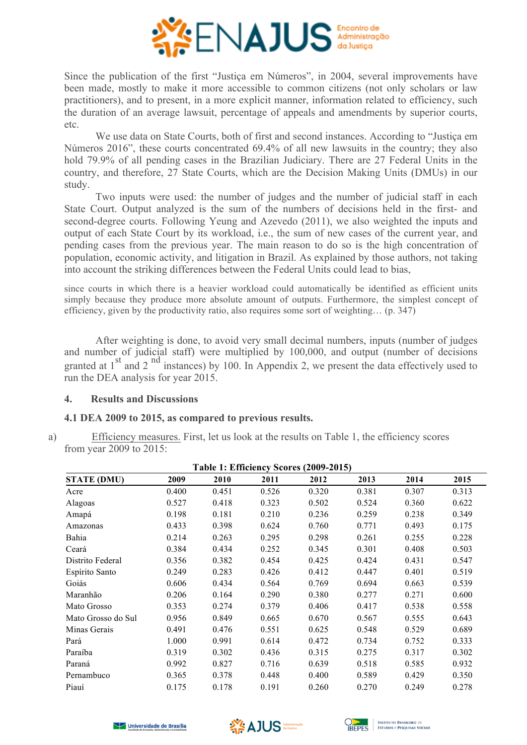Since the publication of the first "Justiça em Números", in 2004, several improvements have been made, mostly to make it more accessible to common citizens (not only scholars or law practitioners), and to present, in a more explicit manner, information related to efficiency, such the duration of an average lawsuit, percentage of appeals and amendments by superior courts, etc.

We use data on State Courts, both of first and second instances. According to "Justiça em Números 2016", these courts concentrated 69.4% of all new lawsuits in the country; they also hold 79.9% of all pending cases in the Brazilian Judiciary. There are 27 Federal Units in the country, and therefore, 27 State Courts, which are the Decision Making Units (DMUs) in our study.

Two inputs were used: the number of judges and the number of judicial staff in each State Court. Output analyzed is the sum of the numbers of decisions held in the first- and second-degree courts. Following Yeung and Azevedo (2011), we also weighted the inputs and output of each State Court by its workload, i.e., the sum of new cases of the current year, and pending cases from the previous year. The main reason to do so is the high concentration of population, economic activity, and litigation in Brazil. As explained by those authors, not taking into account the striking differences between the Federal Units could lead to bias,

> since courts in which there is a heavier workload could automatically be identified as efficient units simply because they produce more absolute amount of outputs. Furthermore, the simplest concept of efficiency, given by the productivity ratio, also requires some sort of weighting… (p. 347)

After weighting is done, to avoid very small decimal numbers, inputs (number of judges and number of judicial staff) were multiplied by 100,000, and output (number of decisions granted at 1st and 2nd instances) by 100. In Appendix 2, we present the data effectively used to run the DEA analysis for year 2015.

## 4. Results and Discussions

### 4.1 DEA 2009 to 2015, as compared to previous results.

a) Efficiency measures. First, let us look at the results on Table 1, the efficiency scores from year 2009 to 2015:

**Table 1: Efficiency Scores (2009-2015)**

| STATE (DMU) | 2009 | 2010 | 2011 | 2012 | 2013 | 2014 | 2015 |
|---|---|---|---|---|---|---|---|
| Acre | 0.400 | 0.451 | 0.526 | 0.320 | 0.381 | 0.307 | 0.313 |
| Alagoas | 0.527 | 0.418 | 0.323 | 0.502 | 0.524 | 0.360 | 0.622 |
| Amapá | 0.198 | 0.181 | 0.210 | 0.236 | 0.259 | 0.238 | 0.349 |
| Amazonas | 0.433 | 0.398 | 0.624 | 0.760 | 0.771 | 0.493 | 0.175 |
| Bahia | 0.214 | 0.263 | 0.295 | 0.298 | 0.261 | 0.255 | 0.228 |
| Ceará | 0.384 | 0.434 | 0.252 | 0.345 | 0.301 | 0.408 | 0.503 |
| Distrito Federal | 0.356 | 0.382 | 0.454 | 0.425 | 0.424 | 0.431 | 0.547 |
| Espírito Santo | 0.249 | 0.283 | 0.426 | 0.412 | 0.447 | 0.401 | 0.519 |
| Goiás | 0.606 | 0.434 | 0.564 | 0.769 | 0.694 | 0.663 | 0.539 |
| Maranhão | 0.206 | 0.164 | 0.290 | 0.380 | 0.277 | 0.271 | 0.600 |
| Mato Grosso | 0.353 | 0.274 | 0.379 | 0.406 | 0.417 | 0.538 | 0.558 |
| Mato Grosso do Sul | 0.956 | 0.849 | 0.665 | 0.670 | 0.567 | 0.555 | 0.643 |
| Minas Gerais | 0.491 | 0.476 | 0.551 | 0.625 | 0.548 | 0.529 | 0.689 |
| Pará | 1.000 | 0.991 | 0.614 | 0.472 | 0.734 | 0.752 | 0.333 |
| Paraíba | 0.319 | 0.302 | 0.436 | 0.315 | 0.275 | 0.317 | 0.302 |
| Paraná | 0.992 | 0.827 | 0.716 | 0.639 | 0.518 | 0.585 | 0.932 |
| Pernambuco | 0.365 | 0.378 | 0.448 | 0.400 | 0.589 | 0.429 | 0.350 |
| Piauí | 0.175 | 0.178 | 0.191 | 0.260 | 0.270 | 0.249 | 0.278 |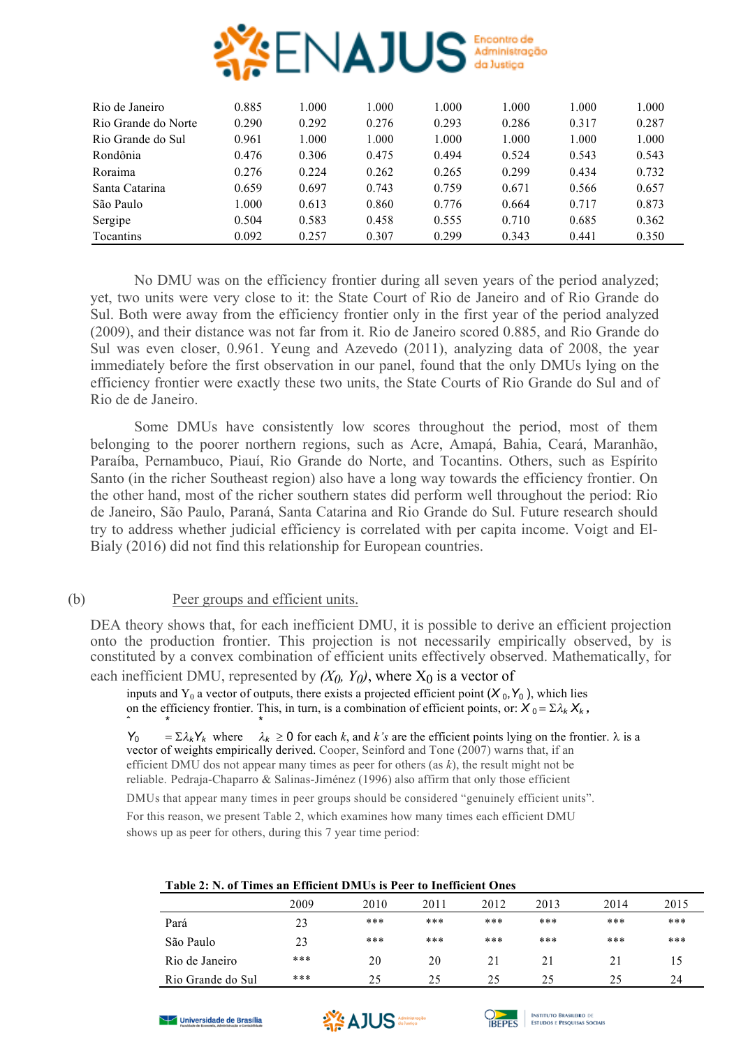| | | | | | | | |
|---|---|---|---|---|---|---|---|
| Rio de Janeiro | 0.885 | 1.000 | 1.000 | 1.000 | 1.000 | 1.000 | 1.000 |
| Rio Grande do Norte | 0.290 | 0.292 | 0.276 | 0.293 | 0.286 | 0.317 | 0.287 |
| Rio Grande do Sul | 0.961 | 1.000 | 1.000 | 1.000 | 1.000 | 1.000 | 1.000 |
| Rondônia | 0.476 | 0.306 | 0.475 | 0.494 | 0.524 | 0.543 | 0.543 |
| Roraima | 0.276 | 0.224 | 0.262 | 0.265 | 0.299 | 0.434 | 0.732 |
| Santa Catarina | 0.659 | 0.697 | 0.743 | 0.759 | 0.671 | 0.566 | 0.657 |
| São Paulo | 1.000 | 0.613 | 0.860 | 0.776 | 0.664 | 0.717 | 0.873 |
| Sergipe | 0.504 | 0.583 | 0.458 | 0.555 | 0.710 | 0.685 | 0.362 |
| Tocantins | 0.092 | 0.257 | 0.307 | 0.299 | 0.343 | 0.441 | 0.350 |

No DMU was on the efficiency frontier during all seven years of the period analyzed; yet, two units were very close to it: the State Court of Rio de Janeiro and of Rio Grande do Sul. Both were away from the efficiency frontier only in the first year of the period analyzed (2009), and their distance was not far from it. Rio de Janeiro scored 0.885, and Rio Grande do Sul was even closer, 0.961. Yeung and Azevedo (2011), analyzing data of 2008, the year immediately before the first observation in our panel, found that the only DMUs lying on the efficiency frontier were exactly these two units, the State Courts of Rio Grande do Sul and of Rio de de Janeiro.

Some DMUs have consistently low scores throughout the period, most of them belonging to the poorer northern regions, such as Acre, Amapá, Bahia, Ceará, Maranhão, Paraíba, Pernambuco, Piauí, Rio Grande do Norte, and Tocantins. Others, such as Espírito Santo (in the richer Southeast region) also have a long way towards the efficiency frontier. On the other hand, most of the richer southern states did perform well throughout the period: Rio de Janeiro, São Paulo, Paraná, Santa Catarina and Rio Grande do Sul. Future research should try to address whether judicial efficiency is correlated with per capita income. Voigt and El-Bialy (2016) did not find this relationship for European countries.

(b) Peer groups and efficient units.

DEA theory shows that, for each inefficient DMU, it is possible to derive an efficient projection onto the production frontier. This projection is not necessarily empirically observed, by is constituted by a convex combination of efficient units effectively observed. Mathematically, for each inefficient DMU, represented by *($X_0$, $Y_0$)*, where $X_0$ is a vector of inputs and $Y_0$ a vector of outputs, there exists a projected efficient point ($\hat{X}_0, \hat{Y}_0$), which lies on the efficiency frontier. This, in turn, is a combination of efficient points, or: $\hat{X}_0 = \Sigma \lambda_k X_k^*$, $\hat{Y}_0 = \Sigma \lambda_k Y_k^*$ where $\lambda_k \geq 0$ for each *k*, and *k's* are the efficient points lying on the frontier. $\lambda$ is a vector of weights empirically derived. Cooper, Seinford and Tone (2007) warns that, if an efficient DMU dos not appear many times as peer for others (as *k*), the result might not be reliable. Pedraja-Chaparro & Salinas-Jiménez (1996) also affirm that only those efficient DMUs that appear many times in peer groups should be considered "genuinely efficient units". For this reason, we present Table 2, which examines how many times each efficient DMU shows up as peer for others, during this 7 year time period:

**Table 2: N. of Times an Efficient DMUs is Peer to Inefficient Ones**

| | 2009 | 2010 | 2011 | 2012 | 2013 | 2014 | 2015 |
|---|---|---|---|---|---|---|---|
| Pará | 23 | *** | *** | *** | *** | *** | *** |
| São Paulo | 23 | *** | *** | *** | *** | *** | *** |
| Rio de Janeiro | *** | 20 | 20 | 21 | 21 | 21 | 15 |
| Rio Grande do Sul | *** | 25 | 25 | 25 | 25 | 25 | 24 |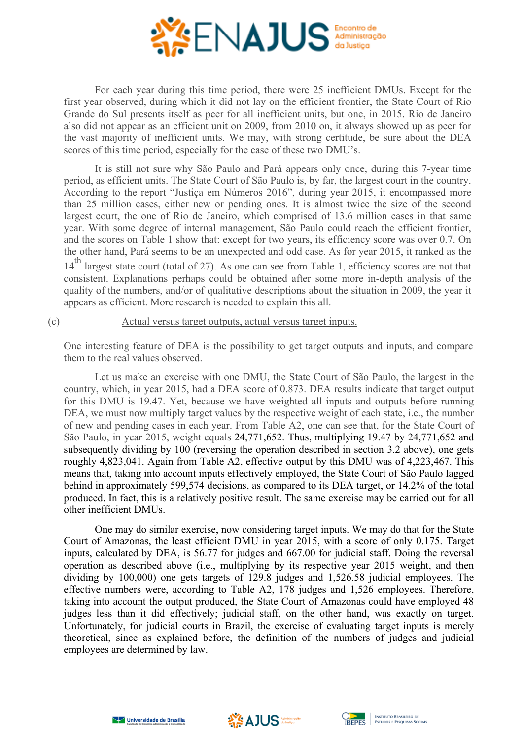For each year during this time period, there were 25 inefficient DMUs. Except for the first year observed, during which it did not lay on the efficient frontier, the State Court of Rio Grande do Sul presents itself as peer for all inefficient units, but one, in 2015. Rio de Janeiro also did not appear as an efficient unit on 2009, from 2010 on, it always showed up as peer for the vast majority of inefficient units. We may, with strong certitude, be sure about the DEA scores of this time period, especially for the case of these two DMU's.

It is still not sure why São Paulo and Pará appears only once, during this 7-year time period, as efficient units. The State Court of São Paulo is, by far, the largest court in the country. According to the report "Justiça em Números 2016", during year 2015, it encompassed more than 25 million cases, either new or pending ones. It is almost twice the size of the second largest court, the one of Rio de Janeiro, which comprised of 13.6 million cases in that same year. With some degree of internal management, São Paulo could reach the efficient frontier, and the scores on Table 1 show that: except for two years, its efficiency score was over 0.7. On the other hand, Pará seems to be an unexpected and odd case. As for year 2015, it ranked as the 14th largest state court (total of 27). As one can see from Table 1, efficiency scores are not that consistent. Explanations perhaps could be obtained after some more in-depth analysis of the quality of the numbers, and/or of qualitative descriptions about the situation in 2009, the year it appears as efficient. More research is needed to explain this all.

(c) Actual versus target outputs, actual versus target inputs.

One interesting feature of DEA is the possibility to get target outputs and inputs, and compare them to the real values observed.

Let us make an exercise with one DMU, the State Court of São Paulo, the largest in the country, which, in year 2015, had a DEA score of 0.873. DEA results indicate that target output for this DMU is 19.47. Yet, because we have weighted all inputs and outputs before running DEA, we must now multiply target values by the respective weight of each state, i.e., the number of new and pending cases in each year. From Table A2, one can see that, for the State Court of São Paulo, in year 2015, weight equals 24,771,652. Thus, multiplying 19.47 by 24,771,652 and subsequently dividing by 100 (reversing the operation described in section 3.2 above), one gets roughly 4,823,041. Again from Table A2, effective output by this DMU was of 4,223,467. This means that, taking into account inputs effectively employed, the State Court of São Paulo lagged behind in approximately 599,574 decisions, as compared to its DEA target, or 14.2% of the total produced. In fact, this is a relatively positive result. The same exercise may be carried out for all other inefficient DMUs.

One may do similar exercise, now considering target inputs. We may do that for the State Court of Amazonas, the least efficient DMU in year 2015, with a score of only 0.175. Target inputs, calculated by DEA, is 56.77 for judges and 667.00 for judicial staff. Doing the reversal operation as described above (i.e., multiplying by its respective year 2015 weight, and then dividing by 100,000) one gets targets of 129.8 judges and 1,526.58 judicial employees. The effective numbers were, according to Table A2, 178 judges and 1,526 employees. Therefore, taking into account the output produced, the State Court of Amazonas could have employed 48 judges less than it did effectively; judicial staff, on the other hand, was exactly on target. Unfortunately, for judicial courts in Brazil, the exercise of evaluating target inputs is merely theoretical, since as explained before, the definition of the numbers of judges and judicial employees are determined by law.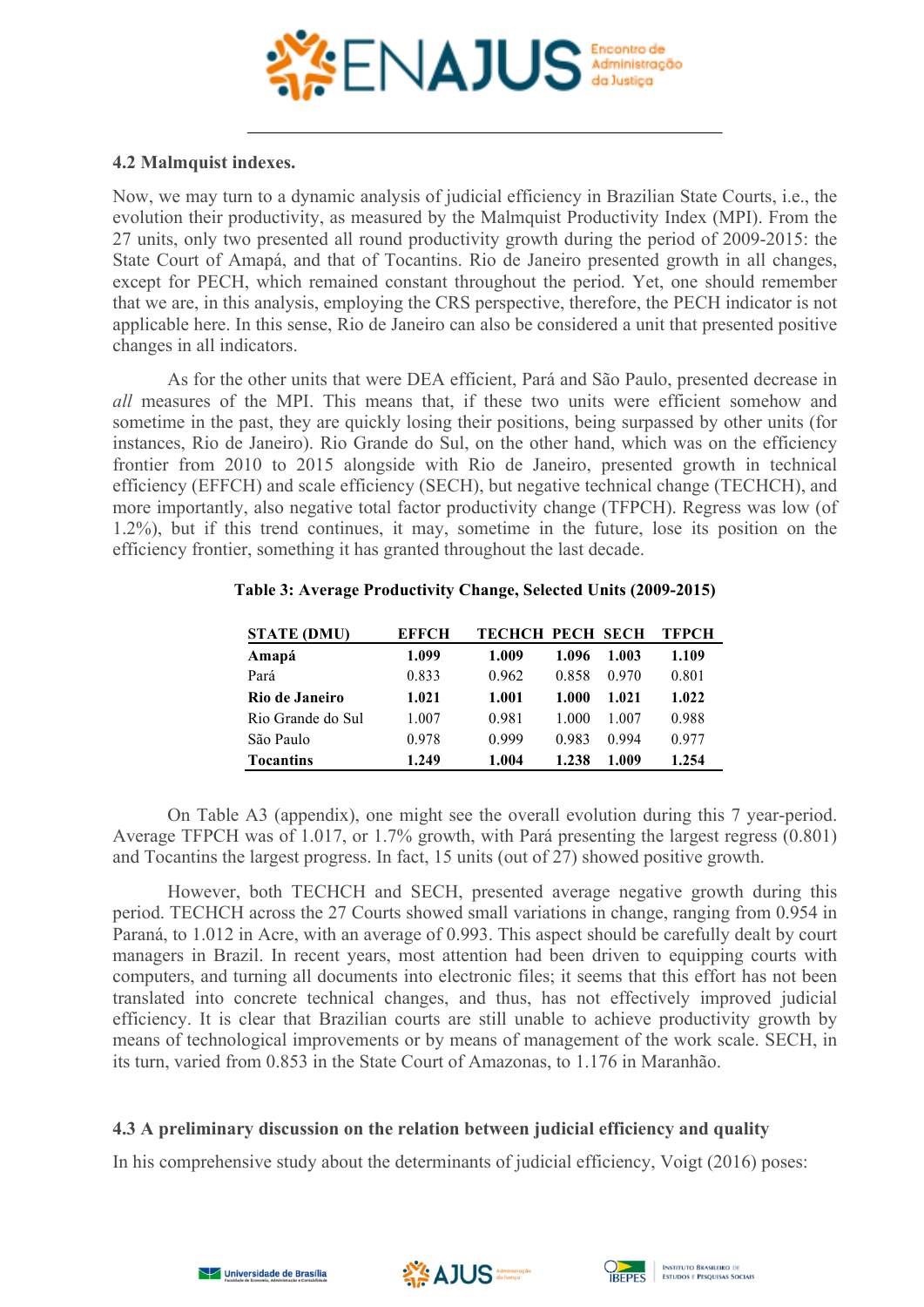### 4.2 Malmquist indexes.

Now, we may turn to a dynamic analysis of judicial efficiency in Brazilian State Courts, i.e., the evolution their productivity, as measured by the Malmquist Productivity Index (MPI). From the 27 units, only two presented all round productivity growth during the period of 2009-2015: the State Court of Amapá, and that of Tocantins. Rio de Janeiro presented growth in all changes, except for PECH, which remained constant throughout the period. Yet, one should remember that we are, in this analysis, employing the CRS perspective, therefore, the PECH indicator is not applicable here. In this sense, Rio de Janeiro can also be considered a unit that presented positive changes in all indicators.

As for the other units that were DEA efficient, Pará and São Paulo, presented decrease in *all* measures of the MPI. This means that, if these two units were efficient somehow and sometime in the past, they are quickly losing their positions, being surpassed by other units (for instances, Rio de Janeiro). Rio Grande do Sul, on the other hand, which was on the efficiency frontier from 2010 to 2015 alongside with Rio de Janeiro, presented growth in technical efficiency (EFFCH) and scale efficiency (SECH), but negative technical change (TECHCH), and more importantly, also negative total factor productivity change (TFPCH). Regress was low (of 1.2%), but if this trend continues, it may, sometime in the future, lose its position on the efficiency frontier, something it has granted throughout the last decade.

**Table 3: Average Productivity Change, Selected Units (2009-2015)**

| STATE (DMU) | EFFCH | TECHCH | PECH | SECH | TFPCH |
|---|---|---|---|---|---|
| **Amapá** | **1.099** | **1.009** | **1.096** | **1.003** | **1.109** |
| Pará | 0.833 | 0.962 | 0.858 | 0.970 | 0.801 |
| **Rio de Janeiro** | **1.021** | **1.001** | **1.000** | **1.021** | **1.022** |
| Rio Grande do Sul | 1.007 | 0.981 | 1.000 | 1.007 | 0.988 |
| São Paulo | 0.978 | 0.999 | 0.983 | 0.994 | 0.977 |
| **Tocantins** | **1.249** | **1.004** | **1.238** | **1.009** | **1.254** |

On Table A3 (appendix), one might see the overall evolution during this 7 year-period. Average TFPCH was of 1.017, or 1.7% growth, with Pará presenting the largest regress (0.801) and Tocantins the largest progress. In fact, 15 units (out of 27) showed positive growth.

However, both TECHCH and SECH, presented average negative growth during this period. TECHCH across the 27 Courts showed small variations in change, ranging from 0.954 in Paraná, to 1.012 in Acre, with an average of 0.993. This aspect should be carefully dealt by court managers in Brazil. In recent years, most attention had been driven to equipping courts with computers, and turning all documents into electronic files; it seems that this effort has not been translated into concrete technical changes, and thus, has not effectively improved judicial efficiency. It is clear that Brazilian courts are still unable to achieve productivity growth by means of technological improvements or by means of management of the work scale. SECH, in its turn, varied from 0.853 in the State Court of Amazonas, to 1.176 in Maranhão.

### 4.3 A preliminary discussion on the relation between judicial efficiency and quality

In his comprehensive study about the determinants of judicial efficiency, Voigt (2016) poses: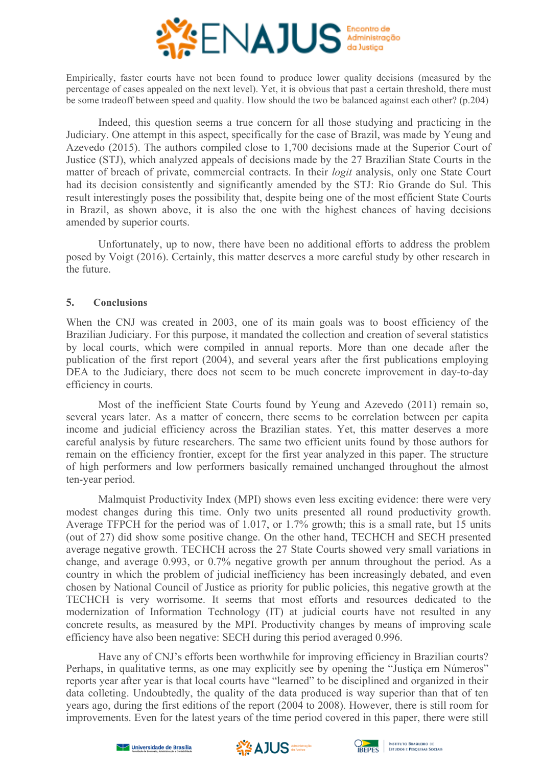Empirically, faster courts have not been found to produce lower quality decisions (measured by the percentage of cases appealed on the next level). Yet, it is obvious that past a certain threshold, there must be some tradeoff between speed and quality. How should the two be balanced against each other? (p.204)

Indeed, this question seems a true concern for all those studying and practicing in the Judiciary. One attempt in this aspect, specifically for the case of Brazil, was made by Yeung and Azevedo (2015). The authors compiled close to 1,700 decisions made at the Superior Court of Justice (STJ), which analyzed appeals of decisions made by the 27 Brazilian State Courts in the matter of breach of private, commercial contracts. In their *logit* analysis, only one State Court had its decision consistently and significantly amended by the STJ: Rio Grande do Sul. This result interestingly poses the possibility that, despite being one of the most efficient State Courts in Brazil, as shown above, it is also the one with the highest chances of having decisions amended by superior courts.

Unfortunately, up to now, there have been no additional efforts to address the problem posed by Voigt (2016). Certainly, this matter deserves a more careful study by other research in the future.

## 5. Conclusions

When the CNJ was created in 2003, one of its main goals was to boost efficiency of the Brazilian Judiciary. For this purpose, it mandated the collection and creation of several statistics by local courts, which were compiled in annual reports. More than one decade after the publication of the first report (2004), and several years after the first publications employing DEA to the Judiciary, there does not seem to be much concrete improvement in day-to-day efficiency in courts.

Most of the inefficient State Courts found by Yeung and Azevedo (2011) remain so, several years later. As a matter of concern, there seems to be correlation between per capita income and judicial efficiency across the Brazilian states. Yet, this matter deserves a more careful analysis by future researchers. The same two efficient units found by those authors for remain on the efficiency frontier, except for the first year analyzed in this paper. The structure of high performers and low performers basically remained unchanged throughout the almost ten-year period.

Malmquist Productivity Index (MPI) shows even less exciting evidence: there were very modest changes during this time. Only two units presented all round productivity growth. Average TFPCH for the period was of 1.017, or 1.7% growth; this is a small rate, but 15 units (out of 27) did show some positive change. On the other hand, TECHCH and SECH presented average negative growth. TECHCH across the 27 State Courts showed very small variations in change, and average 0.993, or 0.7% negative growth per annum throughout the period. As a country in which the problem of judicial inefficiency has been increasingly debated, and even chosen by National Council of Justice as priority for public policies, this negative growth at the TECHCH is very worrisome. It seems that most efforts and resources dedicated to the modernization of Information Technology (IT) at judicial courts have not resulted in any concrete results, as measured by the MPI. Productivity changes by means of improving scale efficiency have also been negative: SECH during this period averaged 0.996.

Have any of CNJ's efforts been worthwhile for improving efficiency in Brazilian courts? Perhaps, in qualitative terms, as one may explicitly see by opening the "Justiça em Números" reports year after year is that local courts have "learned" to be disciplined and organized in their data colleting. Undoubtedly, the quality of the data produced is way superior than that of ten years ago, during the first editions of the report (2004 to 2008). However, there is still room for improvements. Even for the latest years of the time period covered in this paper, there were still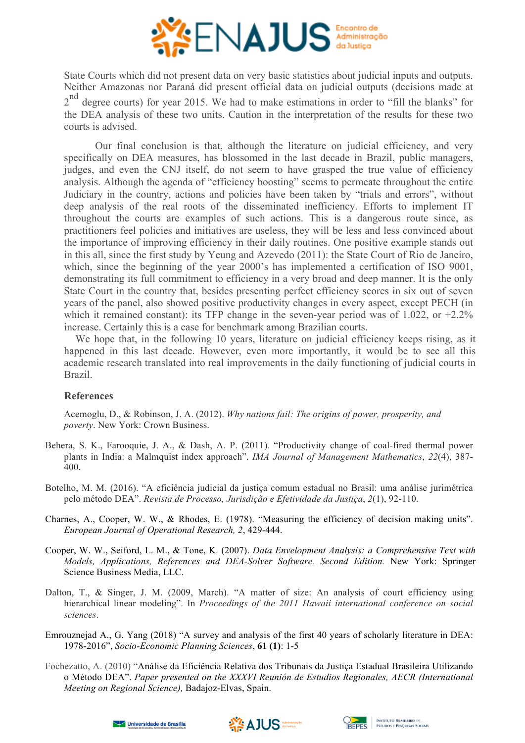State Courts which did not present data on very basic statistics about judicial inputs and outputs. Neither Amazonas nor Paraná did present official data on judicial outputs (decisions made at 2$^{nd}$ degree courts) for year 2015. We had to make estimations in order to "fill the blanks" for the DEA analysis of these two units. Caution in the interpretation of the results for these two courts is advised.

Our final conclusion is that, although the literature on judicial efficiency, and very specifically on DEA measures, has blossomed in the last decade in Brazil, public managers, judges, and even the CNJ itself, do not seem to have grasped the true value of efficiency analysis. Although the agenda of "efficiency boosting" seems to permeate throughout the entire Judiciary in the country, actions and policies have been taken by "trials and errors", without deep analysis of the real roots of the disseminated inefficiency. Efforts to implement IT throughout the courts are examples of such actions. This is a dangerous route since, as practitioners feel policies and initiatives are useless, they will be less and less convinced about the importance of improving efficiency in their daily routines. One positive example stands out in this all, since the first study by Yeung and Azevedo (2011): the State Court of Rio de Janeiro, which, since the beginning of the year 2000's has implemented a certification of ISO 9001, demonstrating its full commitment to efficiency in a very broad and deep manner. It is the only State Court in the country that, besides presenting perfect efficiency scores in six out of seven years of the panel, also showed positive productivity changes in every aspect, except PECH (in which it remained constant): its TFP change in the seven-year period was of 1.022, or +2.2% increase. Certainly this is a case for benchmark among Brazilian courts.

We hope that, in the following 10 years, literature on judicial efficiency keeps rising, as it happened in this last decade. However, even more importantly, it would be to see all this academic research translated into real improvements in the daily functioning of judicial courts in Brazil.

## References

Acemoglu, D., & Robinson, J. A. (2012). *Why nations fail: The origins of power, prosperity, and poverty*. New York: Crown Business.

Behera, S. K., Farooquie, J. A., & Dash, A. P. (2011). "Productivity change of coal-fired thermal power plants in India: a Malmquist index approach". *IMA Journal of Management Mathematics*, *22*(4), 387-400.

Botelho, M. M. (2016). "A eficiência judicial da justiça comum estadual no Brasil: uma análise jurimétrica pelo método DEA". *Revista de Processo, Jurisdição e Efetividade da Justiça*, *2*(1), 92-110.

Charnes, A., Cooper, W. W., & Rhodes, E. (1978). "Measuring the efficiency of decision making units". *European Journal of Operational Research, 2*, 429-444.

Cooper, W. W., Seiford, L. M., & Tone, K. (2007). *Data Envelopment Analysis: a Comprehensive Text with Models, Applications, References and DEA-Solver Software. Second Edition.* New York: Springer Science Business Media, LLC.

Dalton, T., & Singer, J. M. (2009, March). "A matter of size: An analysis of court efficiency using hierarchical linear modeling". In *Proceedings of the 2011 Hawaii international conference on social sciences*.

Emrouznejad A., G. Yang (2018) "A survey and analysis of the first 40 years of scholarly literature in DEA: 1978-2016", *Socio-Economic Planning Sciences*, **61 (1)**: 1-5

Fochezatto, A. (2010) "Análise da Eficiência Relativa dos Tribunais da Justiça Estadual Brasileira Utilizando o Método DEA". *Paper presented on the XXXVI Reunión de Estudios Regionales, AECR (International Meeting on Regional Science),* Badajoz-Elvas, Spain.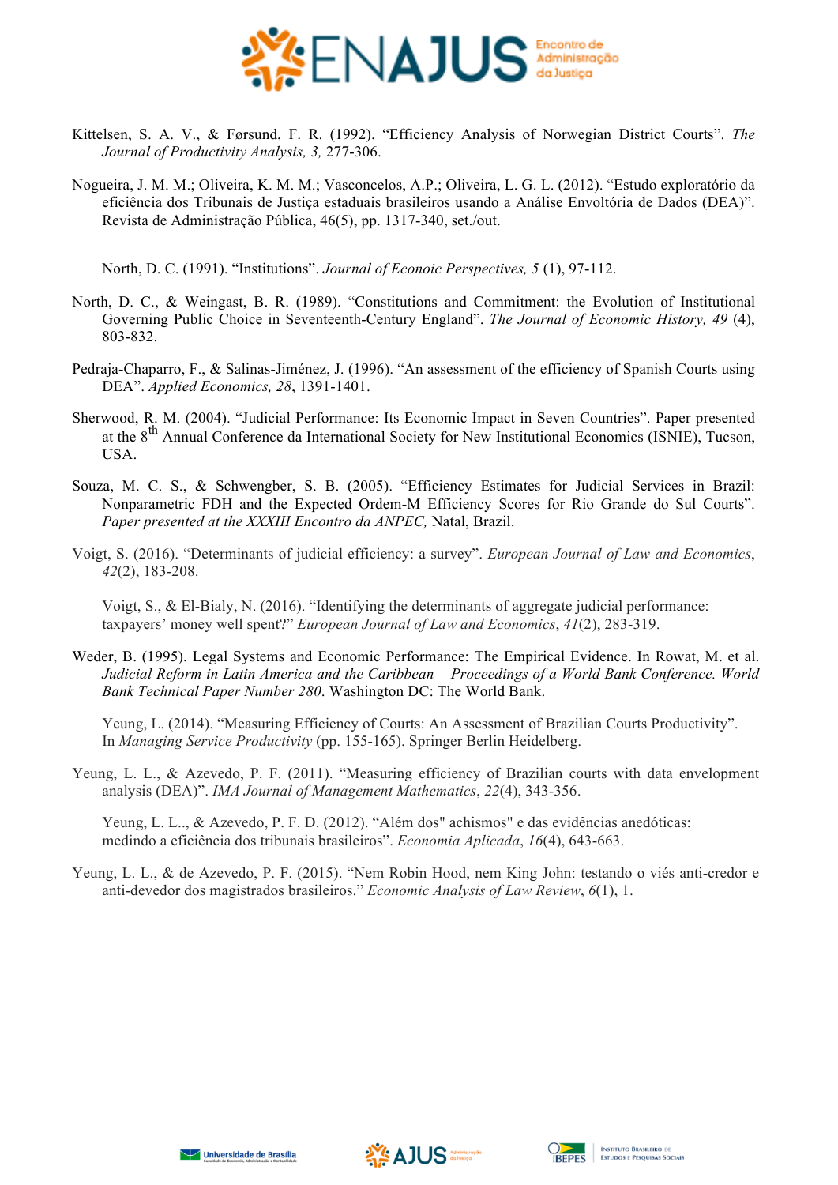Kittelsen, S. A. V., & Førsund, F. R. (1992). “Efficiency Analysis of Norwegian District Courts”. *The Journal of Productivity Analysis, 3,* 277-306.

Nogueira, J. M. M.; Oliveira, K. M. M.; Vasconcelos, A.P.; Oliveira, L. G. L. (2012). “Estudo exploratório da eficiência dos Tribunais de Justiça estaduais brasileiros usando a Análise Envoltória de Dados (DEA)”. Revista de Administração Pública, 46(5), pp. 1317-340, set./out.

North, D. C. (1991). “Institutions”. *Journal of Econoic Perspectives, 5* (1), 97-112.

North, D. C., & Weingast, B. R. (1989). “Constitutions and Commitment: the Evolution of Institutional Governing Public Choice in Seventeenth-Century England”. *The Journal of Economic History, 49* (4), 803-832.

Pedraja-Chaparro, F., & Salinas-Jiménez, J. (1996). “An assessment of the efficiency of Spanish Courts using DEA”. *Applied Economics, 28*, 1391-1401.

Sherwood, R. M. (2004). “Judicial Performance: Its Economic Impact in Seven Countries”. Paper presented at the 8th Annual Conference da International Society for New Institutional Economics (ISNIE), Tucson, USA.

Souza, M. C. S., & Schwengber, S. B. (2005). “Efficiency Estimates for Judicial Services in Brazil: Nonparametric FDH and the Expected Ordem-M Efficiency Scores for Rio Grande do Sul Courts”. *Paper presented at the XXXIII Encontro da ANPEC,* Natal, Brazil.

Voigt, S. (2016). “Determinants of judicial efficiency: a survey”. *European Journal of Law and Economics*, *42*(2), 183-208.

Voigt, S., & El-Bialy, N. (2016). “Identifying the determinants of aggregate judicial performance: taxpayers’ money well spent?” *European Journal of Law and Economics*, *41*(2), 283-319.

Weder, B. (1995). Legal Systems and Economic Performance: The Empirical Evidence. In Rowat, M. et al. *Judicial Reform in Latin America and the Caribbean – Proceedings of a World Bank Conference. World Bank Technical Paper Number 280*. Washington DC: The World Bank.

Yeung, L. (2014). “Measuring Efficiency of Courts: An Assessment of Brazilian Courts Productivity”. In *Managing Service Productivity* (pp. 155-165). Springer Berlin Heidelberg.

Yeung, L. L., & Azevedo, P. F. (2011). “Measuring efficiency of Brazilian courts with data envelopment analysis (DEA)”. *IMA Journal of Management Mathematics*, *22*(4), 343-356.

Yeung, L. L.., & Azevedo, P. F. D. (2012). “Além dos" achismos" e das evidências anedóticas: medindo a eficiência dos tribunais brasileiros”. *Economia Aplicada*, *16*(4), 643-663.

Yeung, L. L., & de Azevedo, P. F. (2015). “Nem Robin Hood, nem King John: testando o viés anti-credor e anti-devedor dos magistrados brasileiros.” *Economic Analysis of Law Review*, *6*(1), 1.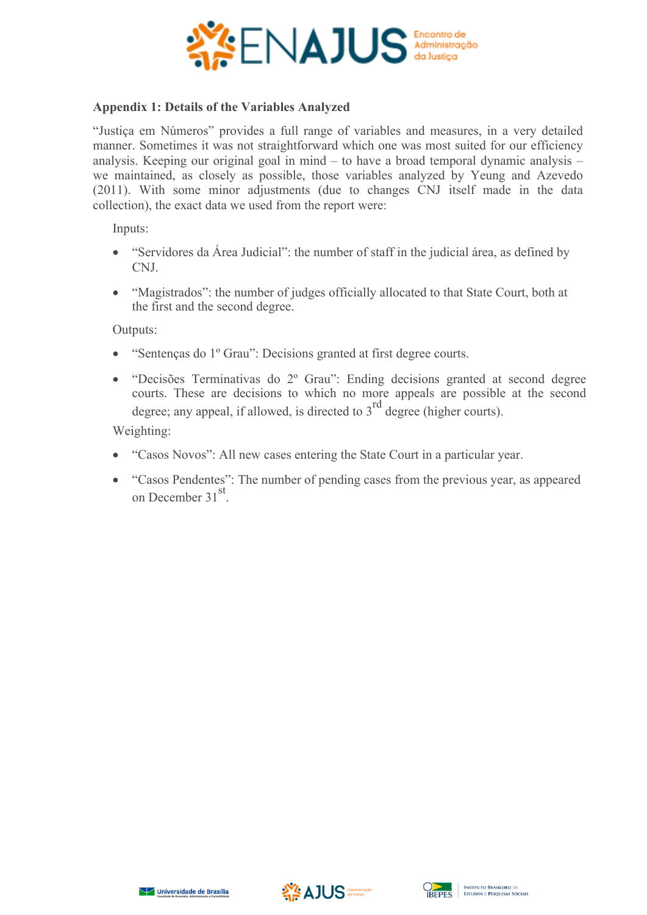**Appendix 1: Details of the Variables Analyzed**

"Justiça em Números" provides a full range of variables and measures, in a very detailed manner. Sometimes it was not straightforward which one was most suited for our efficiency analysis. Keeping our original goal in mind – to have a broad temporal dynamic analysis – we maintained, as closely as possible, those variables analyzed by Yeung and Azevedo (2011). With some minor adjustments (due to changes CNJ itself made in the data collection), the exact data we used from the report were:

Inputs:

- "Servidores da Área Judicial": the number of staff in the judicial área, as defined by CNJ.
- "Magistrados": the number of judges officially allocated to that State Court, both at the first and the second degree.

Outputs:

- "Sentenças do 1º Grau": Decisions granted at first degree courts.
- "Decisões Terminativas do 2º Grau": Ending decisions granted at second degree courts. These are decisions to which no more appeals are possible at the second degree; any appeal, if allowed, is directed to 3rd degree (higher courts).

Weighting:

- "Casos Novos": All new cases entering the State Court in a particular year.
- "Casos Pendentes": The number of pending cases from the previous year, as appeared on December 31st.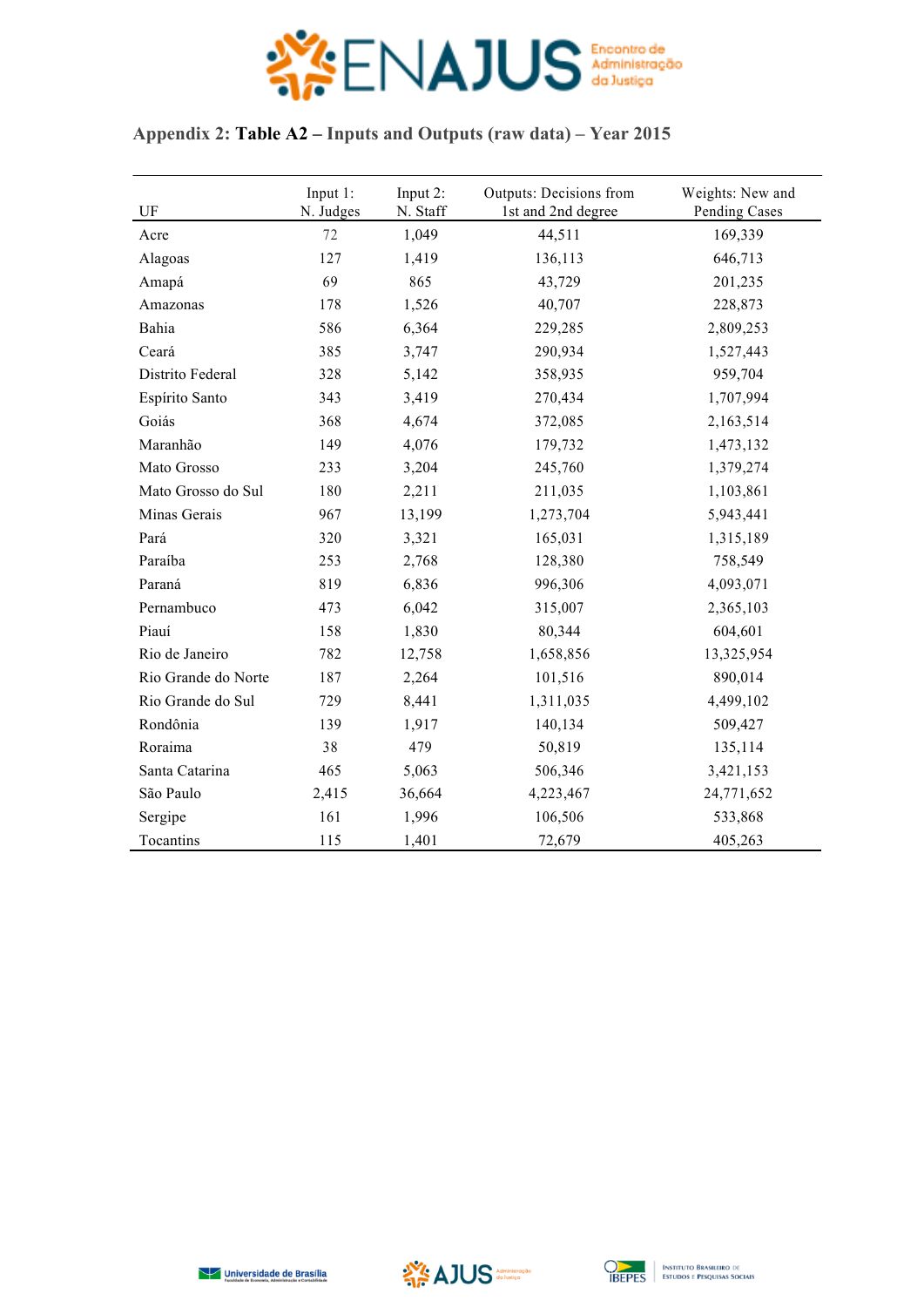Appendix 2: **Table A2 – Inputs and Outputs (raw data) – Year 2015**

| UF | Input 1: N. Judges | Input 2: N. Staff | Outputs: Decisions from 1st and 2nd degree | Weights: New and Pending Cases |
|---|---|---|---|---|
| Acre | 72 | 1,049 | 44,511 | 169,339 |
| Alagoas | 127 | 1,419 | 136,113 | 646,713 |
| Amapá | 69 | 865 | 43,729 | 201,235 |
| Amazonas | 178 | 1,526 | 40,707 | 228,873 |
| Bahia | 586 | 6,364 | 229,285 | 2,809,253 |
| Ceará | 385 | 3,747 | 290,934 | 1,527,443 |
| Distrito Federal | 328 | 5,142 | 358,935 | 959,704 |
| Espírito Santo | 343 | 3,419 | 270,434 | 1,707,994 |
| Goiás | 368 | 4,674 | 372,085 | 2,163,514 |
| Maranhão | 149 | 4,076 | 179,732 | 1,473,132 |
| Mato Grosso | 233 | 3,204 | 245,760 | 1,379,274 |
| Mato Grosso do Sul | 180 | 2,211 | 211,035 | 1,103,861 |
| Minas Gerais | 967 | 13,199 | 1,273,704 | 5,943,441 |
| Pará | 320 | 3,321 | 165,031 | 1,315,189 |
| Paraíba | 253 | 2,768 | 128,380 | 758,549 |
| Paraná | 819 | 6,836 | 996,306 | 4,093,071 |
| Pernambuco | 473 | 6,042 | 315,007 | 2,365,103 |
| Piauí | 158 | 1,830 | 80,344 | 604,601 |
| Rio de Janeiro | 782 | 12,758 | 1,658,856 | 13,325,954 |
| Rio Grande do Norte | 187 | 2,264 | 101,516 | 890,014 |
| Rio Grande do Sul | 729 | 8,441 | 1,311,035 | 4,499,102 |
| Rondônia | 139 | 1,917 | 140,134 | 509,427 |
| Roraima | 38 | 479 | 50,819 | 135,114 |
| Santa Catarina | 465 | 5,063 | 506,346 | 3,421,153 |
| São Paulo | 2,415 | 36,664 | 4,223,467 | 24,771,652 |
| Sergipe | 161 | 1,996 | 106,506 | 533,868 |
| Tocantins | 115 | 1,401 | 72,679 | 405,263 |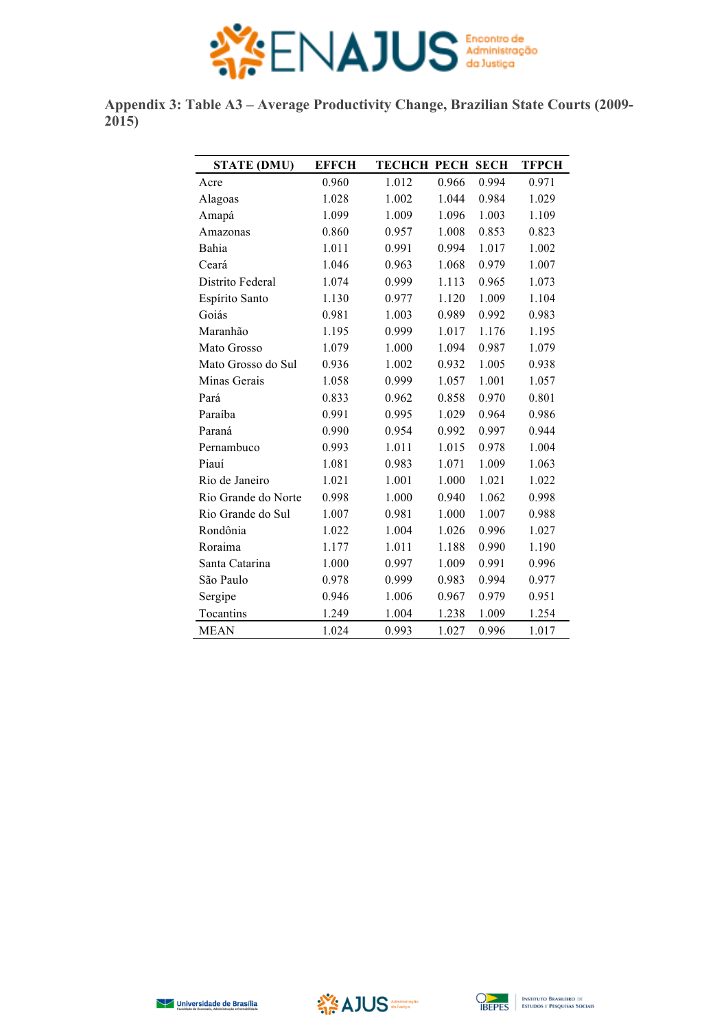**Appendix 3: Table A3 – Average Productivity Change, Brazilian State Courts (2009-2015)**

| STATE (DMU) | EFFCH | TECHCH | PECH | SECH | TFPCH |
|---|---|---|---|---|---|
| Acre | 0.960 | 1.012 | 0.966 | 0.994 | 0.971 |
| Alagoas | 1.028 | 1.002 | 1.044 | 0.984 | 1.029 |
| Amapá | 1.099 | 1.009 | 1.096 | 1.003 | 1.109 |
| Amazonas | 0.860 | 0.957 | 1.008 | 0.853 | 0.823 |
| Bahia | 1.011 | 0.991 | 0.994 | 1.017 | 1.002 |
| Ceará | 1.046 | 0.963 | 1.068 | 0.979 | 1.007 |
| Distrito Federal | 1.074 | 0.999 | 1.113 | 0.965 | 1.073 |
| Espírito Santo | 1.130 | 0.977 | 1.120 | 1.009 | 1.104 |
| Goiás | 0.981 | 1.003 | 0.989 | 0.992 | 0.983 |
| Maranhão | 1.195 | 0.999 | 1.017 | 1.176 | 1.195 |
| Mato Grosso | 1.079 | 1.000 | 1.094 | 0.987 | 1.079 |
| Mato Grosso do Sul | 0.936 | 1.002 | 0.932 | 1.005 | 0.938 |
| Minas Gerais | 1.058 | 0.999 | 1.057 | 1.001 | 1.057 |
| Pará | 0.833 | 0.962 | 0.858 | 0.970 | 0.801 |
| Paraíba | 0.991 | 0.995 | 1.029 | 0.964 | 0.986 |
| Paraná | 0.990 | 0.954 | 0.992 | 0.997 | 0.944 |
| Pernambuco | 0.993 | 1.011 | 1.015 | 0.978 | 1.004 |
| Piauí | 1.081 | 0.983 | 1.071 | 1.009 | 1.063 |
| Rio de Janeiro | 1.021 | 1.001 | 1.000 | 1.021 | 1.022 |
| Rio Grande do Norte | 0.998 | 1.000 | 0.940 | 1.062 | 0.998 |
| Rio Grande do Sul | 1.007 | 0.981 | 1.000 | 1.007 | 0.988 |
| Rondônia | 1.022 | 1.004 | 1.026 | 0.996 | 1.027 |
| Roraima | 1.177 | 1.011 | 1.188 | 0.990 | 1.190 |
| Santa Catarina | 1.000 | 0.997 | 1.009 | 0.991 | 0.996 |
| São Paulo | 0.978 | 0.999 | 0.983 | 0.994 | 0.977 |
| Sergipe | 0.946 | 1.006 | 0.967 | 0.979 | 0.951 |
| Tocantins | 1.249 | 1.004 | 1.238 | 1.009 | 1.254 |
| MEAN | 1.024 | 0.993 | 1.027 | 0.996 | 1.017 |